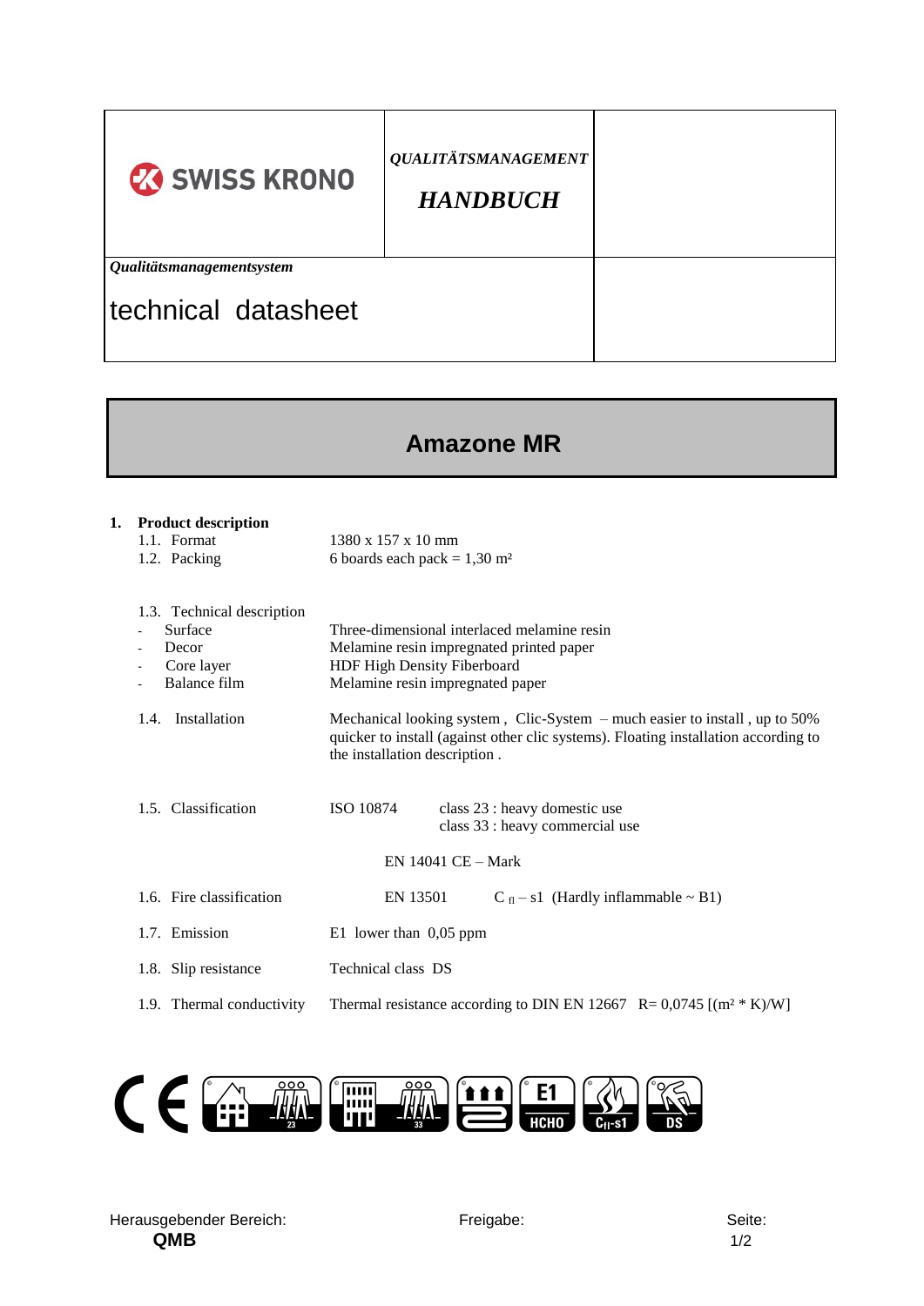| SWISS KRONO | *QUALITÄTSMANAGEMENT* ***HANDBUCH*** | |
|---|---|---|
| ***Qualitätsmanagementsystem*** technical datasheet | | |

# Amazone MR

## 1. Product description

| | |
|---|---|
| 1.1. Format | 1380 x 157 x 10 mm |
| 1.2. Packing | 6 boards each pack = 1,30 m² |

1.3. Technical description

| | |
|---|---|
| - Surface | Three-dimensional interlaced melamine resin |
| - Decor | Melamine resin impregnated printed paper |
| - Core layer | HDF High Density Fiberboard |
| - Balance film | Melamine resin impregnated paper |

1.4. Installation

Mechanical looking system , Clic-System – much easier to install , up to 50% quicker to install (against other clic systems). Floating installation according to the installation description .

1.5. Classification

ISO 10874 — class 23 : heavy domestic use
class 33 : heavy commercial use

EN 14041 CE – Mark

1.6. Fire classification — EN 13501 — $C_{fl}$ – s1 (Hardly inflammable ~ B1)

1.7. Emission — E1 lower than 0,05 ppm

1.8. Slip resistance — Technical class DS

1.9. Thermal conductivity — Thermal resistance according to DIN EN 12667 R= 0,0745 [(m² * K)/W]

CE 23 33 E1 HCHO $C_{fl}$-s1 DS

Herausgebender Bereich: **QMB** Freigabe: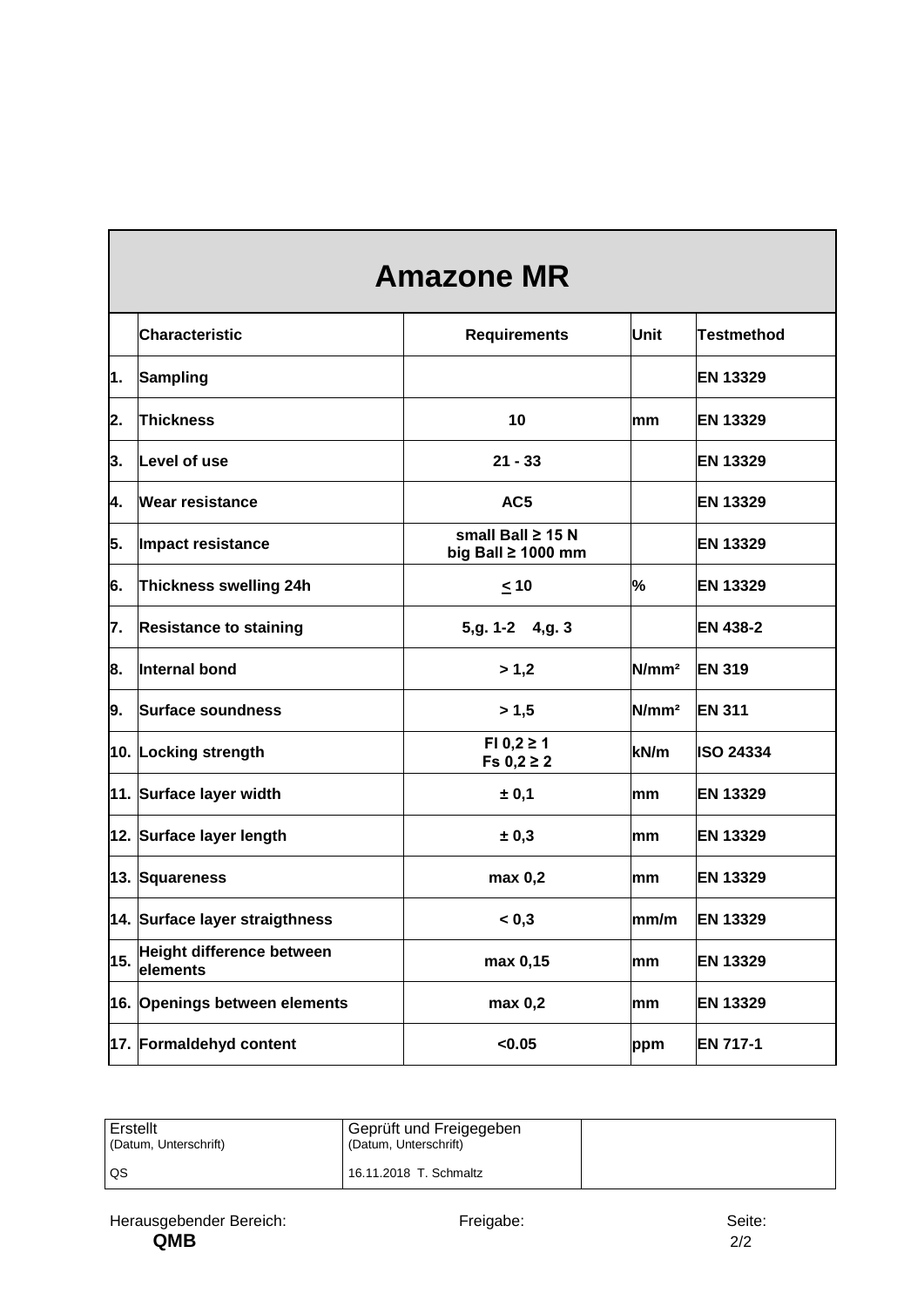# Amazone MR

| | Characteristic | Requirements | Unit | Testmethod |
|---|---|---|---|---|
| 1. | Sampling | | | EN 13329 |
| 2. | Thickness | 10 | mm | EN 13329 |
| 3. | Level of use | 21 - 33 | | EN 13329 |
| 4. | Wear resistance | AC5 | | EN 13329 |
| 5. | Impact resistance | small Ball ≥ 15 N<br>big Ball ≥ 1000 mm | | EN 13329 |
| 6. | Thickness swelling 24h | ≤ 10 | % | EN 13329 |
| 7. | Resistance to staining | 5,g. 1-2    4,g. 3 | | EN 438-2 |
| 8. | Internal bond | > 1,2 | N/mm² | EN 319 |
| 9. | Surface soundness | > 1,5 | N/mm² | EN 311 |
| 10. | Locking strength | Fl 0,2 ≥ 1<br>Fs 0,2 ≥ 2 | kN/m | ISO 24334 |
| 11. | Surface layer width | ± 0,1 | mm | EN 13329 |
| 12. | Surface layer length | ± 0,3 | mm | EN 13329 |
| 13. | Squareness | max 0,2 | mm | EN 13329 |
| 14. | Surface layer straigthness | < 0,3 | mm/m | EN 13329 |
| 15. | Height difference between elements | max 0,15 | mm | EN 13329 |
| 16. | Openings between elements | max 0,2 | mm | EN 13329 |
| 17. | Formaldehyd content | <0.05 | ppm | EN 717-1 |

| Erstellt<br>(Datum, Unterschrift) | Geprüft und Freigegeben<br>(Datum, Unterschrift) | |
|---|---|---|
| QS | 16.11.2018  T. Schmaltz | |

Herausgebender Bereich: **QMB**

Freigabe: